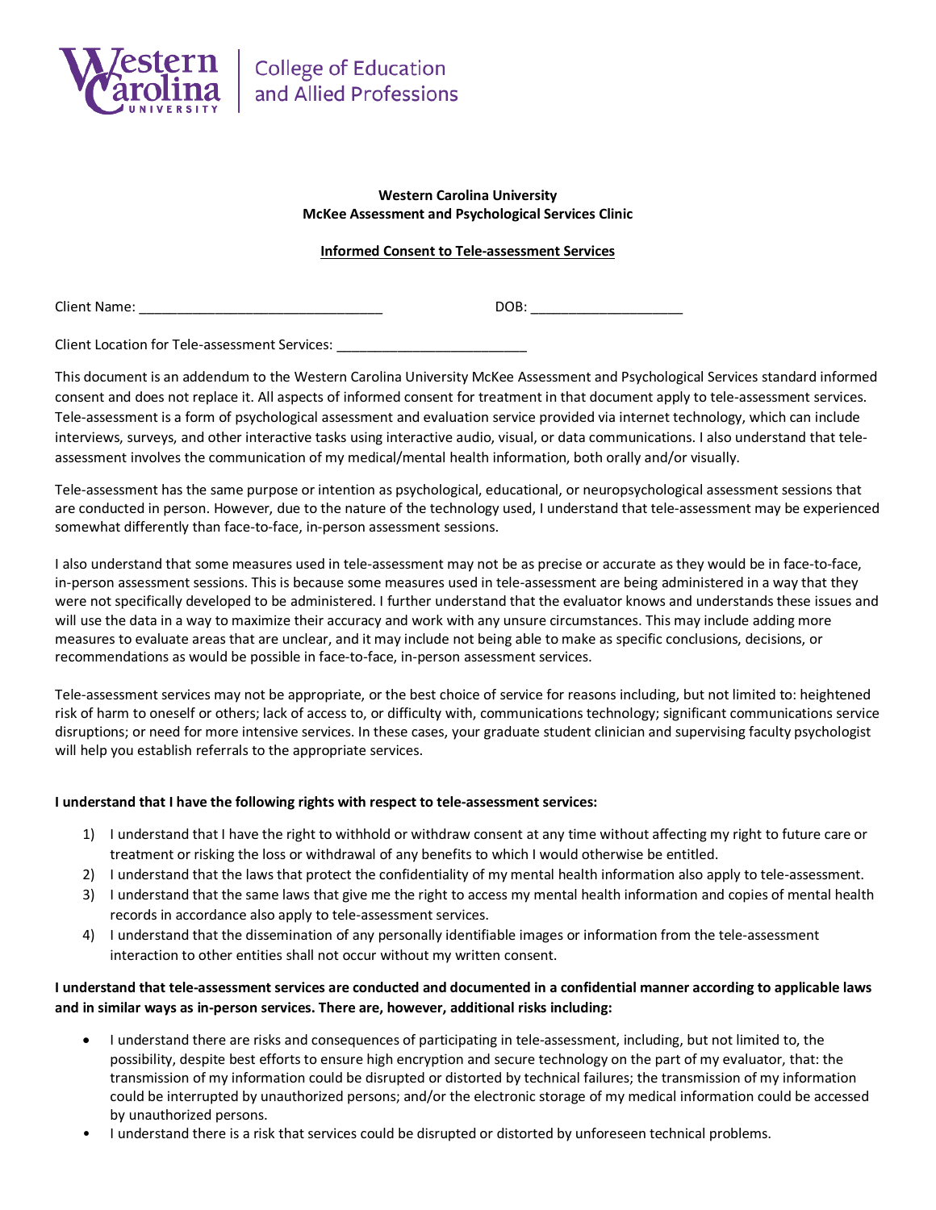Western Carolina University | College of Education and Allied Professions

**Western Carolina University**
**McKee Assessment and Psychological Services Clinic**

**Informed Consent to Tele-assessment Services**

Client Name: ______________________________ DOB: ___________________

Client Location for Tele-assessment Services: ________________________

This document is an addendum to the Western Carolina University McKee Assessment and Psychological Services standard informed consent and does not replace it. All aspects of informed consent for treatment in that document apply to tele-assessment services. Tele-assessment is a form of psychological assessment and evaluation service provided via internet technology, which can include interviews, surveys, and other interactive tasks using interactive audio, visual, or data communications. I also understand that tele-assessment involves the communication of my medical/mental health information, both orally and/or visually.

Tele-assessment has the same purpose or intention as psychological, educational, or neuropsychological assessment sessions that are conducted in person. However, due to the nature of the technology used, I understand that tele-assessment may be experienced somewhat differently than face-to-face, in-person assessment sessions.

I also understand that some measures used in tele-assessment may not be as precise or accurate as they would be in face-to-face, in-person assessment sessions. This is because some measures used in tele-assessment are being administered in a way that they were not specifically developed to be administered. I further understand that the evaluator knows and understands these issues and will use the data in a way to maximize their accuracy and work with any unsure circumstances. This may include adding more measures to evaluate areas that are unclear, and it may include not being able to make as specific conclusions, decisions, or recommendations as would be possible in face-to-face, in-person assessment services.

Tele-assessment services may not be appropriate, or the best choice of service for reasons including, but not limited to: heightened risk of harm to oneself or others; lack of access to, or difficulty with, communications technology; significant communications service disruptions; or need for more intensive services. In these cases, your graduate student clinician and supervising faculty psychologist will help you establish referrals to the appropriate services.

**I understand that I have the following rights with respect to tele-assessment services:**

1) I understand that I have the right to withhold or withdraw consent at any time without affecting my right to future care or treatment or risking the loss or withdrawal of any benefits to which I would otherwise be entitled.
2) I understand that the laws that protect the confidentiality of my mental health information also apply to tele-assessment.
3) I understand that the same laws that give me the right to access my mental health information and copies of mental health records in accordance also apply to tele-assessment services.
4) I understand that the dissemination of any personally identifiable images or information from the tele-assessment interaction to other entities shall not occur without my written consent.

**I understand that tele-assessment services are conducted and documented in a confidential manner according to applicable laws and in similar ways as in-person services. There are, however, additional risks including:**

- I understand there are risks and consequences of participating in tele-assessment, including, but not limited to, the possibility, despite best efforts to ensure high encryption and secure technology on the part of my evaluator, that: the transmission of my information could be disrupted or distorted by technical failures; the transmission of my information could be interrupted by unauthorized persons; and/or the electronic storage of my medical information could be accessed by unauthorized persons.
- I understand there is a risk that services could be disrupted or distorted by unforeseen technical problems.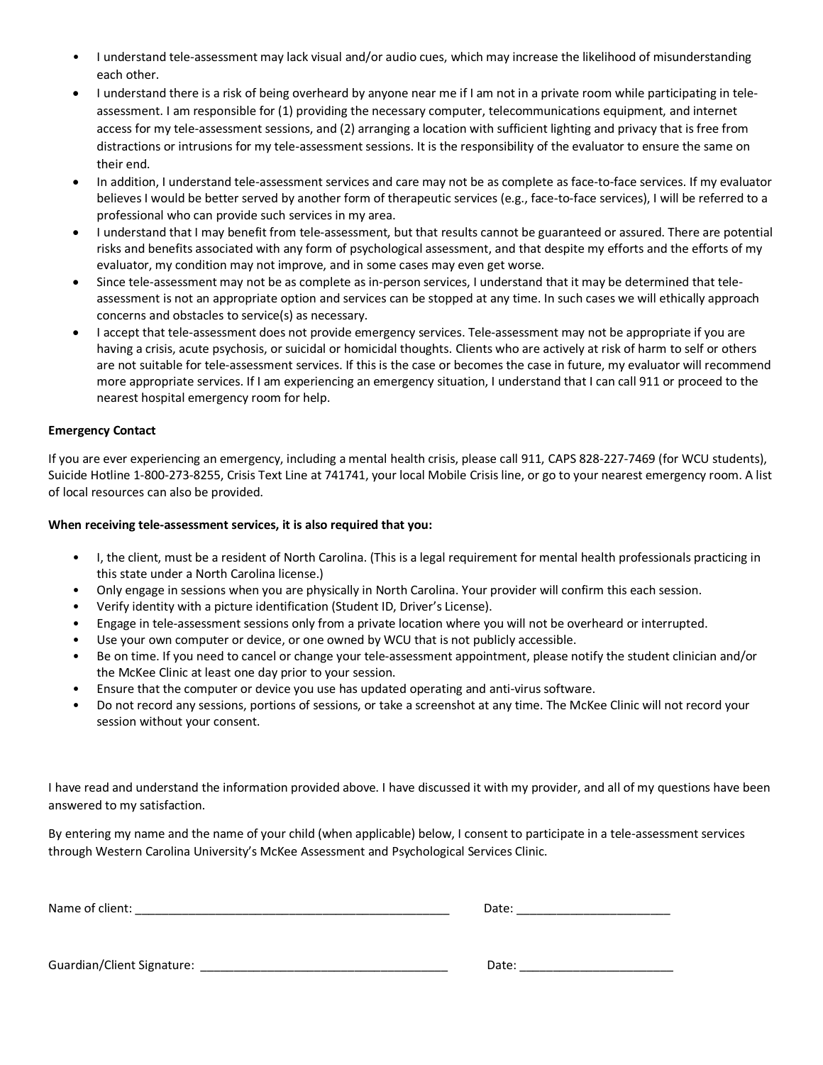- I understand tele-assessment may lack visual and/or audio cues, which may increase the likelihood of misunderstanding each other.
- I understand there is a risk of being overheard by anyone near me if I am not in a private room while participating in tele-assessment. I am responsible for (1) providing the necessary computer, telecommunications equipment, and internet access for my tele-assessment sessions, and (2) arranging a location with sufficient lighting and privacy that is free from distractions or intrusions for my tele-assessment sessions. It is the responsibility of the evaluator to ensure the same on their end.
- In addition, I understand tele-assessment services and care may not be as complete as face-to-face services. If my evaluator believes I would be better served by another form of therapeutic services (e.g., face-to-face services), I will be referred to a professional who can provide such services in my area.
- I understand that I may benefit from tele-assessment, but that results cannot be guaranteed or assured. There are potential risks and benefits associated with any form of psychological assessment, and that despite my efforts and the efforts of my evaluator, my condition may not improve, and in some cases may even get worse.
- Since tele-assessment may not be as complete as in-person services, I understand that it may be determined that tele-assessment is not an appropriate option and services can be stopped at any time. In such cases we will ethically approach concerns and obstacles to service(s) as necessary.
- I accept that tele-assessment does not provide emergency services. Tele-assessment may not be appropriate if you are having a crisis, acute psychosis, or suicidal or homicidal thoughts. Clients who are actively at risk of harm to self or others are not suitable for tele-assessment services. If this is the case or becomes the case in future, my evaluator will recommend more appropriate services. If I am experiencing an emergency situation, I understand that I can call 911 or proceed to the nearest hospital emergency room for help.

**Emergency Contact**

If you are ever experiencing an emergency, including a mental health crisis, please call 911, CAPS 828-227-7469 (for WCU students), Suicide Hotline 1-800-273-8255, Crisis Text Line at 741741, your local Mobile Crisis line, or go to your nearest emergency room. A list of local resources can also be provided.

**When receiving tele-assessment services, it is also required that you:**

- I, the client, must be a resident of North Carolina. (This is a legal requirement for mental health professionals practicing in this state under a North Carolina license.)
- Only engage in sessions when you are physically in North Carolina. Your provider will confirm this each session.
- Verify identity with a picture identification (Student ID, Driver's License).
- Engage in tele-assessment sessions only from a private location where you will not be overheard or interrupted.
- Use your own computer or device, or one owned by WCU that is not publicly accessible.
- Be on time. If you need to cancel or change your tele-assessment appointment, please notify the student clinician and/or the McKee Clinic at least one day prior to your session.
- Ensure that the computer or device you use has updated operating and anti-virus software.
- Do not record any sessions, portions of sessions, or take a screenshot at any time. The McKee Clinic will not record your session without your consent.

I have read and understand the information provided above. I have discussed it with my provider, and all of my questions have been answered to my satisfaction.

By entering my name and the name of your child (when applicable) below, I consent to participate in a tele-assessment services through Western Carolina University's McKee Assessment and Psychological Services Clinic.

Name of client: _______________________________________________ Date: _______________________

Guardian/Client Signature: _____________________________________ Date: _______________________